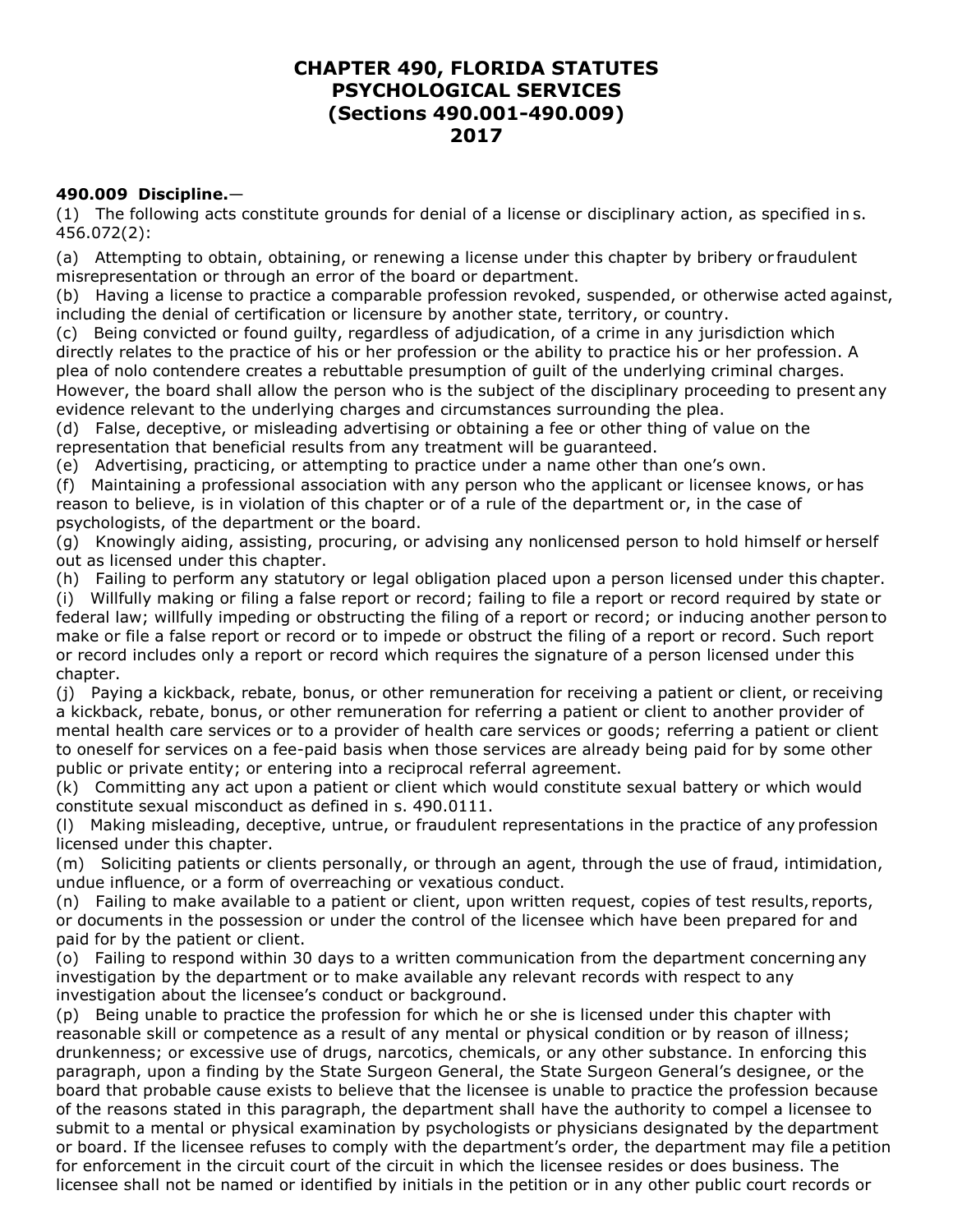# CHAPTER 490, FLORIDA STATUTES
# PSYCHOLOGICAL SERVICES
# (Sections 490.001-490.009)
# 2017

**490.009 Discipline.**—

(1) The following acts constitute grounds for denial of a license or disciplinary action, as specified in s. 456.072(2):

(a) Attempting to obtain, obtaining, or renewing a license under this chapter by bribery or fraudulent misrepresentation or through an error of the board or department.

(b) Having a license to practice a comparable profession revoked, suspended, or otherwise acted against, including the denial of certification or licensure by another state, territory, or country.

(c) Being convicted or found guilty, regardless of adjudication, of a crime in any jurisdiction which directly relates to the practice of his or her profession or the ability to practice his or her profession. A plea of nolo contendere creates a rebuttable presumption of guilt of the underlying criminal charges. However, the board shall allow the person who is the subject of the disciplinary proceeding to present any evidence relevant to the underlying charges and circumstances surrounding the plea.

(d) False, deceptive, or misleading advertising or obtaining a fee or other thing of value on the representation that beneficial results from any treatment will be guaranteed.

(e) Advertising, practicing, or attempting to practice under a name other than one's own.

(f) Maintaining a professional association with any person who the applicant or licensee knows, or has reason to believe, is in violation of this chapter or of a rule of the department or, in the case of psychologists, of the department or the board.

(g) Knowingly aiding, assisting, procuring, or advising any nonlicensed person to hold himself or herself out as licensed under this chapter.

(h) Failing to perform any statutory or legal obligation placed upon a person licensed under this chapter.

(i) Willfully making or filing a false report or record; failing to file a report or record required by state or federal law; willfully impeding or obstructing the filing of a report or record; or inducing another person to make or file a false report or record or to impede or obstruct the filing of a report or record. Such report or record includes only a report or record which requires the signature of a person licensed under this chapter.

(j) Paying a kickback, rebate, bonus, or other remuneration for receiving a patient or client, or receiving a kickback, rebate, bonus, or other remuneration for referring a patient or client to another provider of mental health care services or to a provider of health care services or goods; referring a patient or client to oneself for services on a fee-paid basis when those services are already being paid for by some other public or private entity; or entering into a reciprocal referral agreement.

(k) Committing any act upon a patient or client which would constitute sexual battery or which would constitute sexual misconduct as defined in s. 490.0111.

(l) Making misleading, deceptive, untrue, or fraudulent representations in the practice of any profession licensed under this chapter.

(m) Soliciting patients or clients personally, or through an agent, through the use of fraud, intimidation, undue influence, or a form of overreaching or vexatious conduct.

(n) Failing to make available to a patient or client, upon written request, copies of test results, reports, or documents in the possession or under the control of the licensee which have been prepared for and paid for by the patient or client.

(o) Failing to respond within 30 days to a written communication from the department concerning any investigation by the department or to make available any relevant records with respect to any investigation about the licensee's conduct or background.

(p) Being unable to practice the profession for which he or she is licensed under this chapter with reasonable skill or competence as a result of any mental or physical condition or by reason of illness; drunkenness; or excessive use of drugs, narcotics, chemicals, or any other substance. In enforcing this paragraph, upon a finding by the State Surgeon General, the State Surgeon General's designee, or the board that probable cause exists to believe that the licensee is unable to practice the profession because of the reasons stated in this paragraph, the department shall have the authority to compel a licensee to submit to a mental or physical examination by psychologists or physicians designated by the department or board. If the licensee refuses to comply with the department's order, the department may file a petition for enforcement in the circuit court of the circuit in which the licensee resides or does business. The licensee shall not be named or identified by initials in the petition or in any other public court records or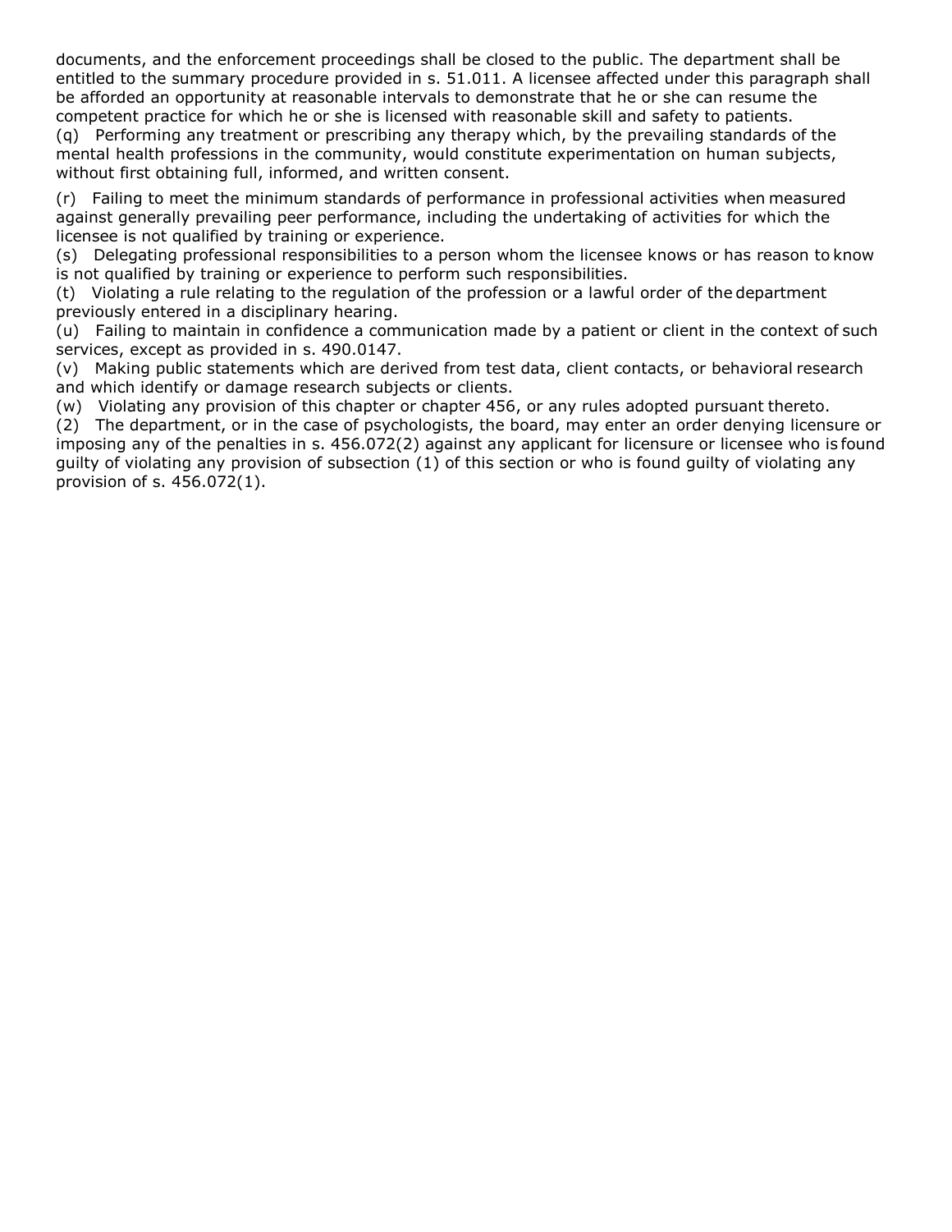documents, and the enforcement proceedings shall be closed to the public. The department shall be entitled to the summary procedure provided in s. 51.011. A licensee affected under this paragraph shall be afforded an opportunity at reasonable intervals to demonstrate that he or she can resume the competent practice for which he or she is licensed with reasonable skill and safety to patients.

(q) Performing any treatment or prescribing any therapy which, by the prevailing standards of the mental health professions in the community, would constitute experimentation on human subjects, without first obtaining full, informed, and written consent.

(r) Failing to meet the minimum standards of performance in professional activities when measured against generally prevailing peer performance, including the undertaking of activities for which the licensee is not qualified by training or experience.

(s) Delegating professional responsibilities to a person whom the licensee knows or has reason to know is not qualified by training or experience to perform such responsibilities.

(t) Violating a rule relating to the regulation of the profession or a lawful order of the department previously entered in a disciplinary hearing.

(u) Failing to maintain in confidence a communication made by a patient or client in the context of such services, except as provided in s. 490.0147.

(v) Making public statements which are derived from test data, client contacts, or behavioral research and which identify or damage research subjects or clients.

(w) Violating any provision of this chapter or chapter 456, or any rules adopted pursuant thereto.

(2) The department, or in the case of psychologists, the board, may enter an order denying licensure or imposing any of the penalties in s. 456.072(2) against any applicant for licensure or licensee who is found guilty of violating any provision of subsection (1) of this section or who is found guilty of violating any provision of s. 456.072(1).